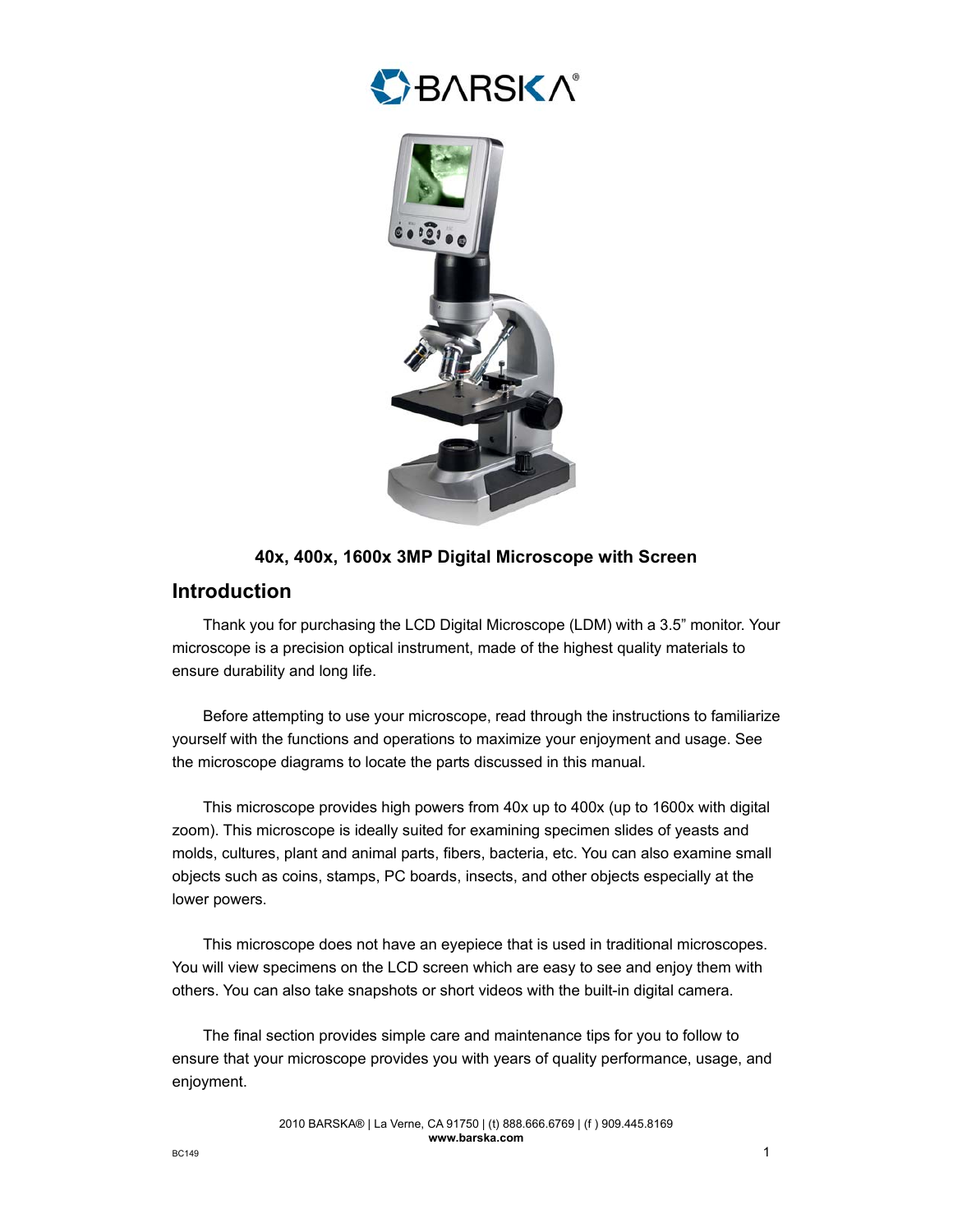**40x, 400x, 1600x 3MP Digital Microscope with Screen**

## Introduction

Thank you for purchasing the LCD Digital Microscope (LDM) with a 3.5" monitor. Your microscope is a precision optical instrument, made of the highest quality materials to ensure durability and long life.

Before attempting to use your microscope, read through the instructions to familiarize yourself with the functions and operations to maximize your enjoyment and usage. See the microscope diagrams to locate the parts discussed in this manual.

This microscope provides high powers from 40x up to 400x (up to 1600x with digital zoom). This microscope is ideally suited for examining specimen slides of yeasts and molds, cultures, plant and animal parts, fibers, bacteria, etc. You can also examine small objects such as coins, stamps, PC boards, insects, and other objects especially at the lower powers.

This microscope does not have an eyepiece that is used in traditional microscopes. You will view specimens on the LCD screen which are easy to see and enjoy them with others. You can also take snapshots or short videos with the built-in digital camera.

The final section provides simple care and maintenance tips for you to follow to ensure that your microscope provides you with years of quality performance, usage, and enjoyment.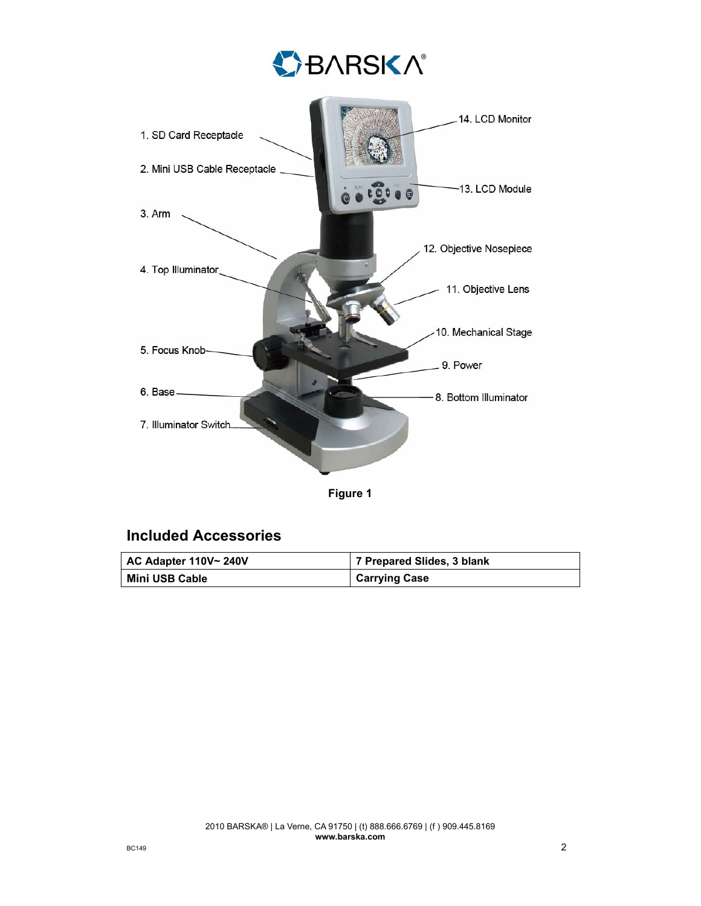1. SD Card Receptacle
2. Mini USB Cable Receptacle
3. Arm
4. Top Illuminator
5. Focus Knob
6. Base
7. Illuminator Switch
8. Bottom Illuminator
9. Power
10. Mechanical Stage
11. Objective Lens
12. Objective Nosepiece
13. LCD Module
14. LCD Monitor

**Figure 1**

## Included Accessories

| AC Adapter 110V~ 240V | 7 Prepared Slides, 3 blank |
|---|---|
| Mini USB Cable | Carrying Case |

2010 BARSKA® | La Verne, CA 91750 | (t) 888.666.6769 | (f ) 909.445.8169
**www.barska.com**

BC149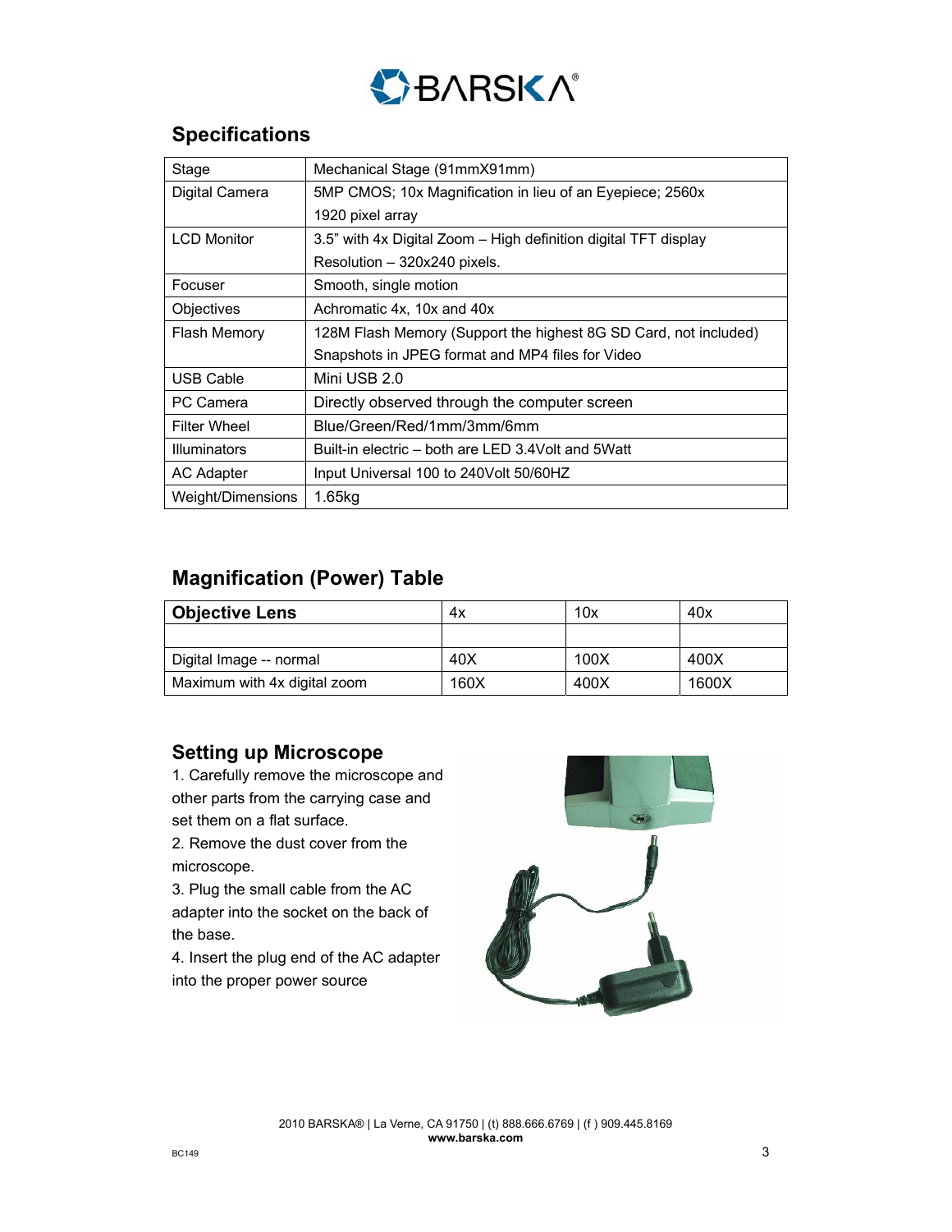## Specifications

| Stage | Mechanical Stage (91mmX91mm) |
|---|---|
| Digital Camera | 5MP CMOS; 10x Magnification in lieu of an Eyepiece; 2560x 1920 pixel array |
| LCD Monitor | 3.5" with 4x Digital Zoom – High definition digital TFT display Resolution – 320x240 pixels. |
| Focuser | Smooth, single motion |
| Objectives | Achromatic 4x, 10x and 40x |
| Flash Memory | 128M Flash Memory (Support the highest 8G SD Card, not included) Snapshots in JPEG format and MP4 files for Video |
| USB Cable | Mini USB 2.0 |
| PC Camera | Directly observed through the computer screen |
| Filter Wheel | Blue/Green/Red/1mm/3mm/6mm |
| Illuminators | Built-in electric – both are LED 3.4Volt and 5Watt |
| AC Adapter | Input Universal 100 to 240Volt 50/60HZ |
| Weight/Dimensions | 1.65kg |

## Magnification (Power) Table

| **Objective Lens** | 4x | 10x | 40x |
|---|---|---|---|
| | | | |
| Digital Image -- normal | 40X | 100X | 400X |
| Maximum with 4x digital zoom | 160X | 400X | 1600X |

## Setting up Microscope

1. Carefully remove the microscope and other parts from the carrying case and set them on a flat surface.
2. Remove the dust cover from the microscope.
3. Plug the small cable from the AC adapter into the socket on the back of the base.
4. Insert the plug end of the AC adapter into the proper power source

2010 BARSKA® | La Verne, CA 91750 | (t) 888.666.6769 | (f ) 909.445.8169
**www.barska.com**

BC149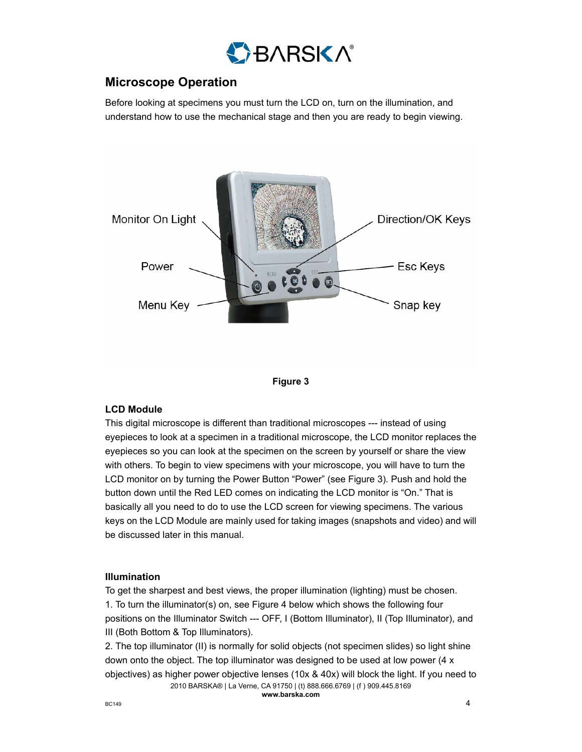## Microscope Operation

Before looking at specimens you must turn the LCD on, turn on the illumination, and understand how to use the mechanical stage and then you are ready to begin viewing.

Monitor On Light

Power

Menu Key

Direction/OK Keys

Esc Keys

Snap key

**Figure 3**

### LCD Module

This digital microscope is different than traditional microscopes --- instead of using eyepieces to look at a specimen in a traditional microscope, the LCD monitor replaces the eyepieces so you can look at the specimen on the screen by yourself or share the view with others. To begin to view specimens with your microscope, you will have to turn the LCD monitor on by turning the Power Button "Power" (see Figure 3). Push and hold the button down until the Red LED comes on indicating the LCD monitor is "On." That is basically all you need to do to use the LCD screen for viewing specimens. The various keys on the LCD Module are mainly used for taking images (snapshots and video) and will be discussed later in this manual.

### Illumination

To get the sharpest and best views, the proper illumination (lighting) must be chosen.

1. To turn the illuminator(s) on, see Figure 4 below which shows the following four positions on the Illuminator Switch --- OFF, I (Bottom Illuminator), II (Top Illuminator), and III (Both Bottom & Top Illuminators).
2. The top illuminator (II) is normally for solid objects (not specimen slides) so light shine down onto the object. The top illuminator was designed to be used at low power (4 x objectives) as higher power objective lenses (10x & 40x) will block the light. If you need to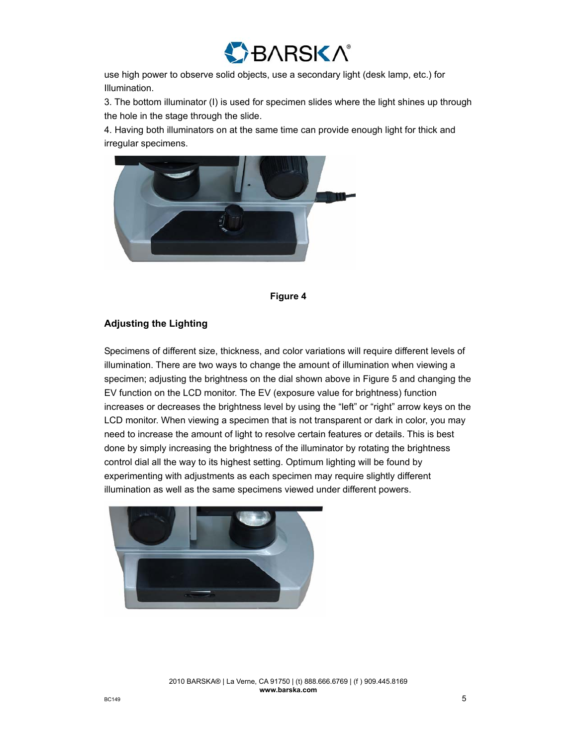use high power to observe solid objects, use a secondary light (desk lamp, etc.) for Illumination.

3. The bottom illuminator (I) is used for specimen slides where the light shines up through the hole in the stage through the slide.

4. Having both illuminators on at the same time can provide enough light for thick and irregular specimens.

**Figure 4**

### Adjusting the Lighting

Specimens of different size, thickness, and color variations will require different levels of illumination. There are two ways to change the amount of illumination when viewing a specimen; adjusting the brightness on the dial shown above in Figure 5 and changing the EV function on the LCD monitor. The EV (exposure value for brightness) function increases or decreases the brightness level by using the "left" or "right" arrow keys on the LCD monitor. When viewing a specimen that is not transparent or dark in color, you may need to increase the amount of light to resolve certain features or details. This is best done by simply increasing the brightness of the illuminator by rotating the brightness control dial all the way to its highest setting. Optimum lighting will be found by experimenting with adjustments as each specimen may require slightly different illumination as well as the same specimens viewed under different powers.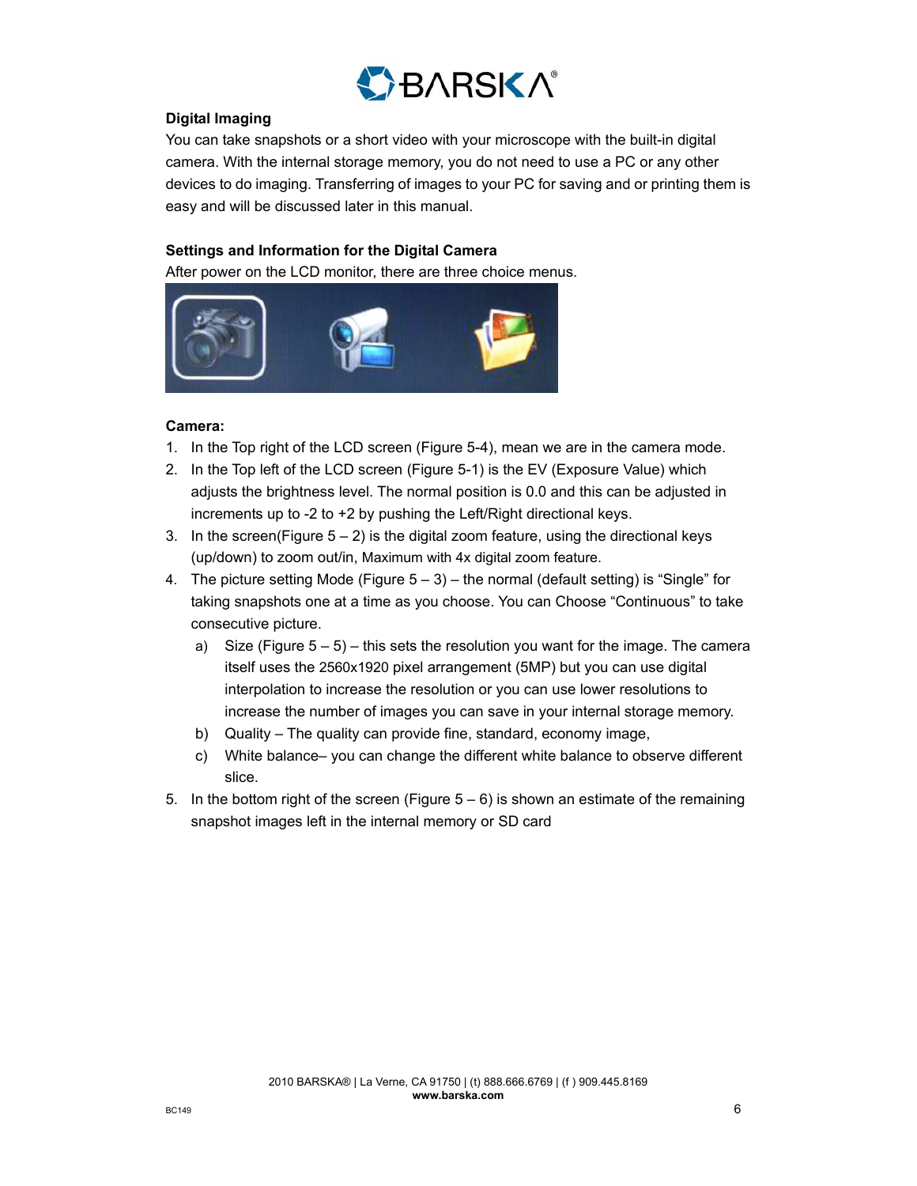**Digital Imaging**

You can take snapshots or a short video with your microscope with the built-in digital camera. With the internal storage memory, you do not need to use a PC or any other devices to do imaging. Transferring of images to your PC for saving and or printing them is easy and will be discussed later in this manual.

**Settings and Information for the Digital Camera**

After power on the LCD monitor, there are three choice menus.

**Camera:**

1. In the Top right of the LCD screen (Figure 5-4), mean we are in the camera mode.
2. In the Top left of the LCD screen (Figure 5-1) is the EV (Exposure Value) which adjusts the brightness level. The normal position is 0.0 and this can be adjusted in increments up to -2 to +2 by pushing the Left/Right directional keys.
3. In the screen(Figure 5 – 2) is the digital zoom feature, using the directional keys (up/down) to zoom out/in, Maximum with 4x digital zoom feature.
4. The picture setting Mode (Figure 5 – 3) – the normal (default setting) is "Single" for taking snapshots one at a time as you choose. You can Choose "Continuous" to take consecutive picture.
   a) Size (Figure 5 – 5) – this sets the resolution you want for the image. The camera itself uses the 2560x1920 pixel arrangement (5MP) but you can use digital interpolation to increase the resolution or you can use lower resolutions to increase the number of images you can save in your internal storage memory.
   b) Quality – The quality can provide fine, standard, economy image,
   c) White balance– you can change the different white balance to observe different slice.
5. In the bottom right of the screen (Figure 5 – 6) is shown an estimate of the remaining snapshot images left in the internal memory or SD card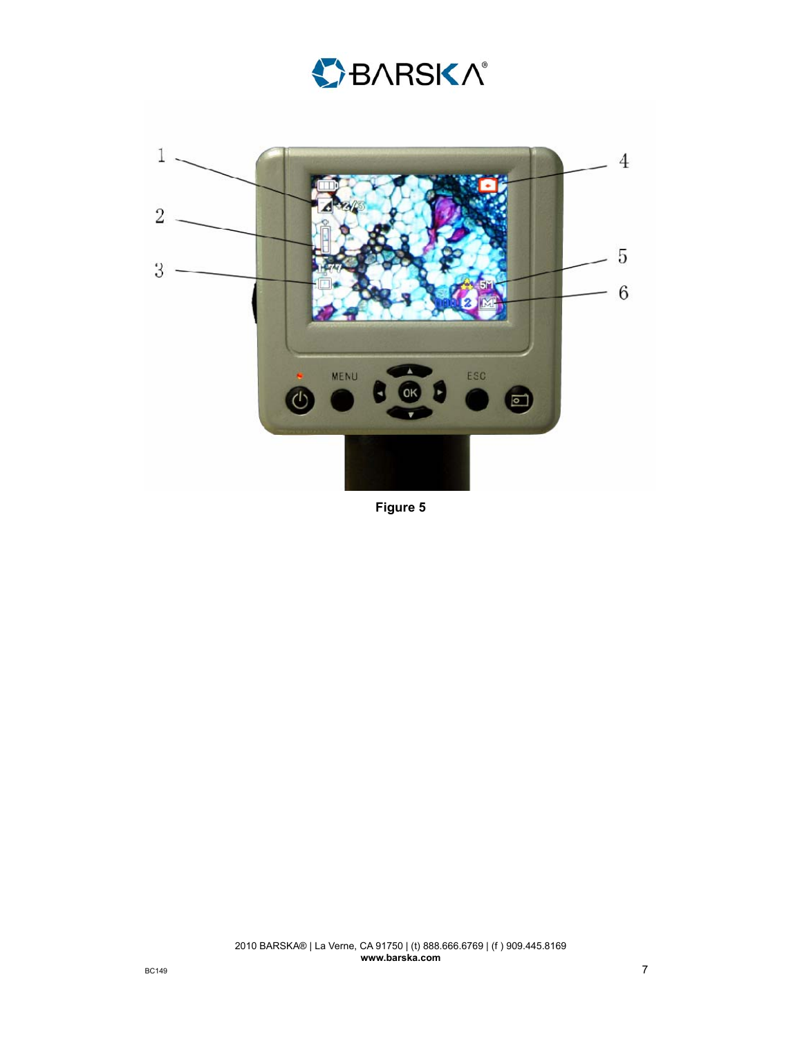Figure 5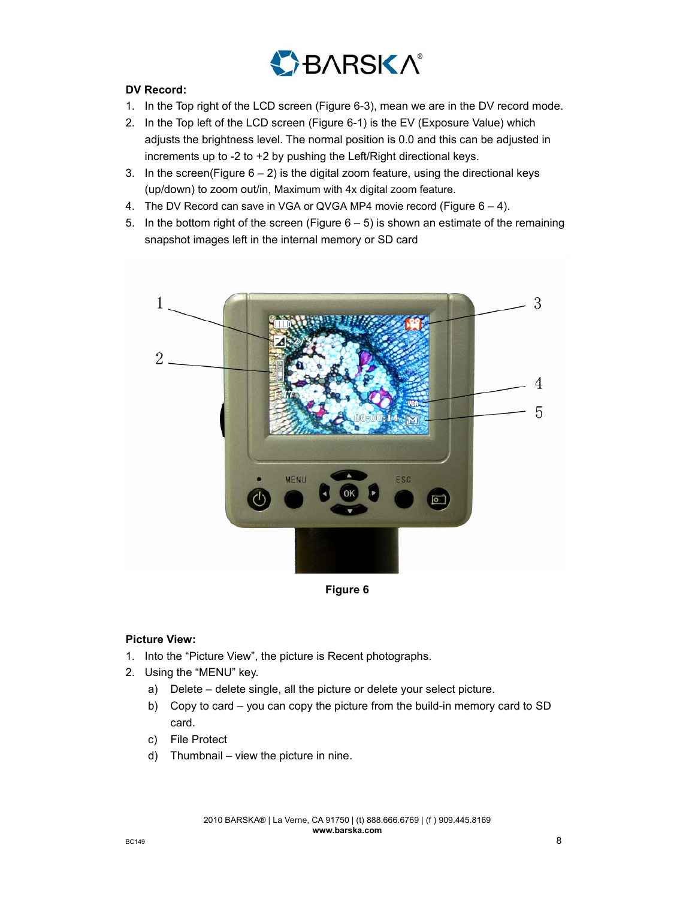**DV Record:**

1. In the Top right of the LCD screen (Figure 6-3), mean we are in the DV record mode.
2. In the Top left of the LCD screen (Figure 6-1) is the EV (Exposure Value) which adjusts the brightness level. The normal position is 0.0 and this can be adjusted in increments up to -2 to +2 by pushing the Left/Right directional keys.
3. In the screen(Figure 6 – 2) is the digital zoom feature, using the directional keys (up/down) to zoom out/in, Maximum with 4x digital zoom feature.
4. The DV Record can save in VGA or QVGA MP4 movie record (Figure 6 – 4).
5. In the bottom right of the screen (Figure 6 – 5) is shown an estimate of the remaining snapshot images left in the internal memory or SD card

**Figure 6**

**Picture View:**

1. Into the "Picture View", the picture is Recent photographs.
2. Using the "MENU" key.
   a) Delete – delete single, all the picture or delete your select picture.
   b) Copy to card – you can copy the picture from the build-in memory card to SD card.
   c) File Protect
   d) Thumbnail – view the picture in nine.

2010 BARSKA® | La Verne, CA 91750 | (t) 888.666.6769 | (f ) 909.445.8169
**www.barska.com**

BC149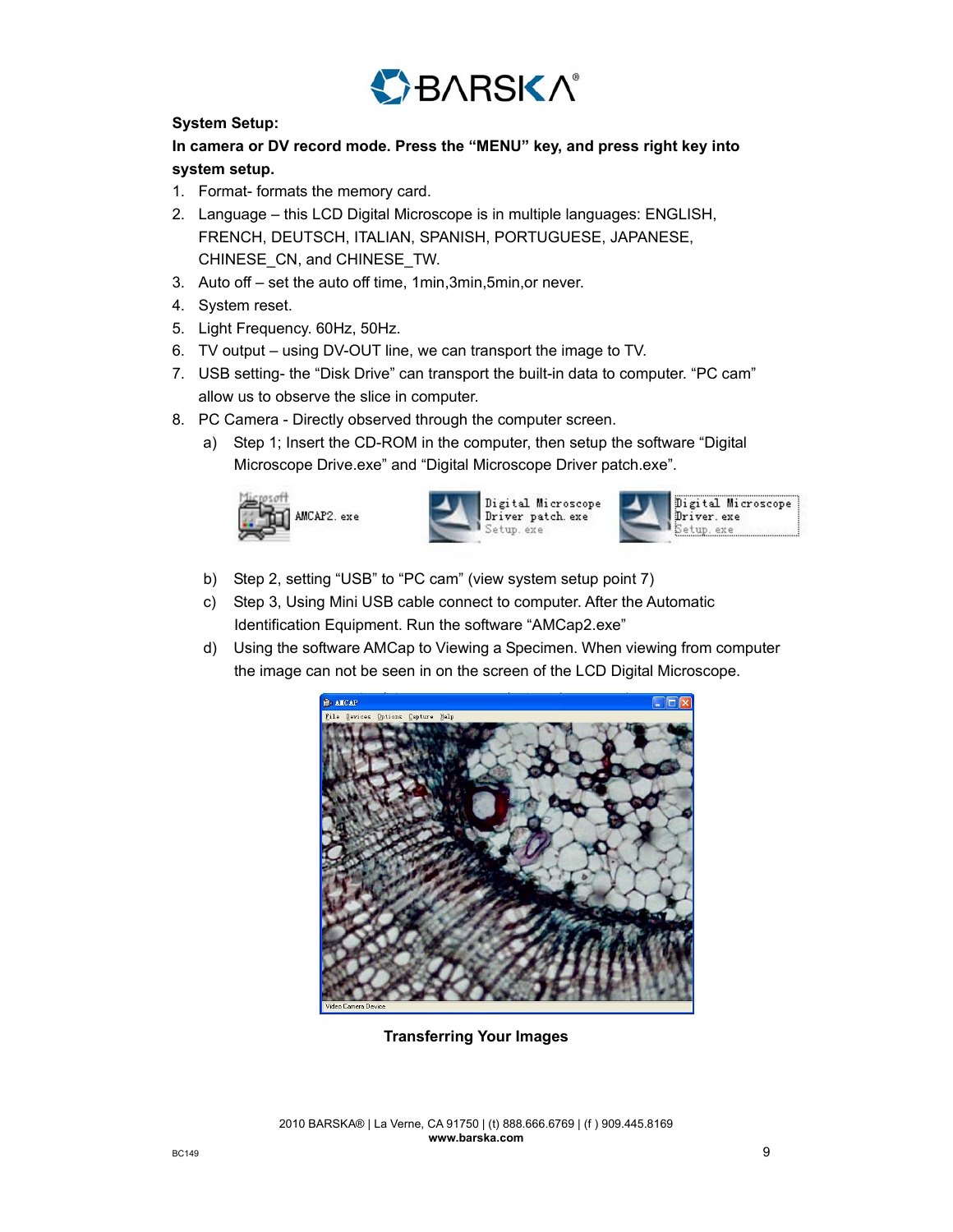**System Setup:**

**In camera or DV record mode. Press the "MENU" key, and press right key into system setup.**

1. Format- formats the memory card.
2. Language – this LCD Digital Microscope is in multiple languages: ENGLISH, FRENCH, DEUTSCH, ITALIAN, SPANISH, PORTUGUESE, JAPANESE, CHINESE_CN, and CHINESE_TW.
3. Auto off – set the auto off time, 1min,3min,5min,or never.
4. System reset.
5. Light Frequency. 60Hz, 50Hz.
6. TV output – using DV-OUT line, we can transport the image to TV.
7. USB setting- the "Disk Drive" can transport the built-in data to computer. "PC cam" allow us to observe the slice in computer.
8. PC Camera - Directly observed through the computer screen.
   a) Step 1; Insert the CD-ROM in the computer, then setup the software "Digital Microscope Drive.exe" and "Digital Microscope Driver patch.exe".

   b) Step 2, setting "USB" to "PC cam" (view system setup point 7)
   c) Step 3, Using Mini USB cable connect to computer. After the Automatic Identification Equipment. Run the software "AMCap2.exe"
   d) Using the software AMCap to Viewing a Specimen. When viewing from computer the image can not be seen in on the screen of the LCD Digital Microscope.

**Transferring Your Images**

2010 BARSKA® | La Verne, CA 91750 | (t) 888.666.6769 | (f ) 909.445.8169
**www.barska.com**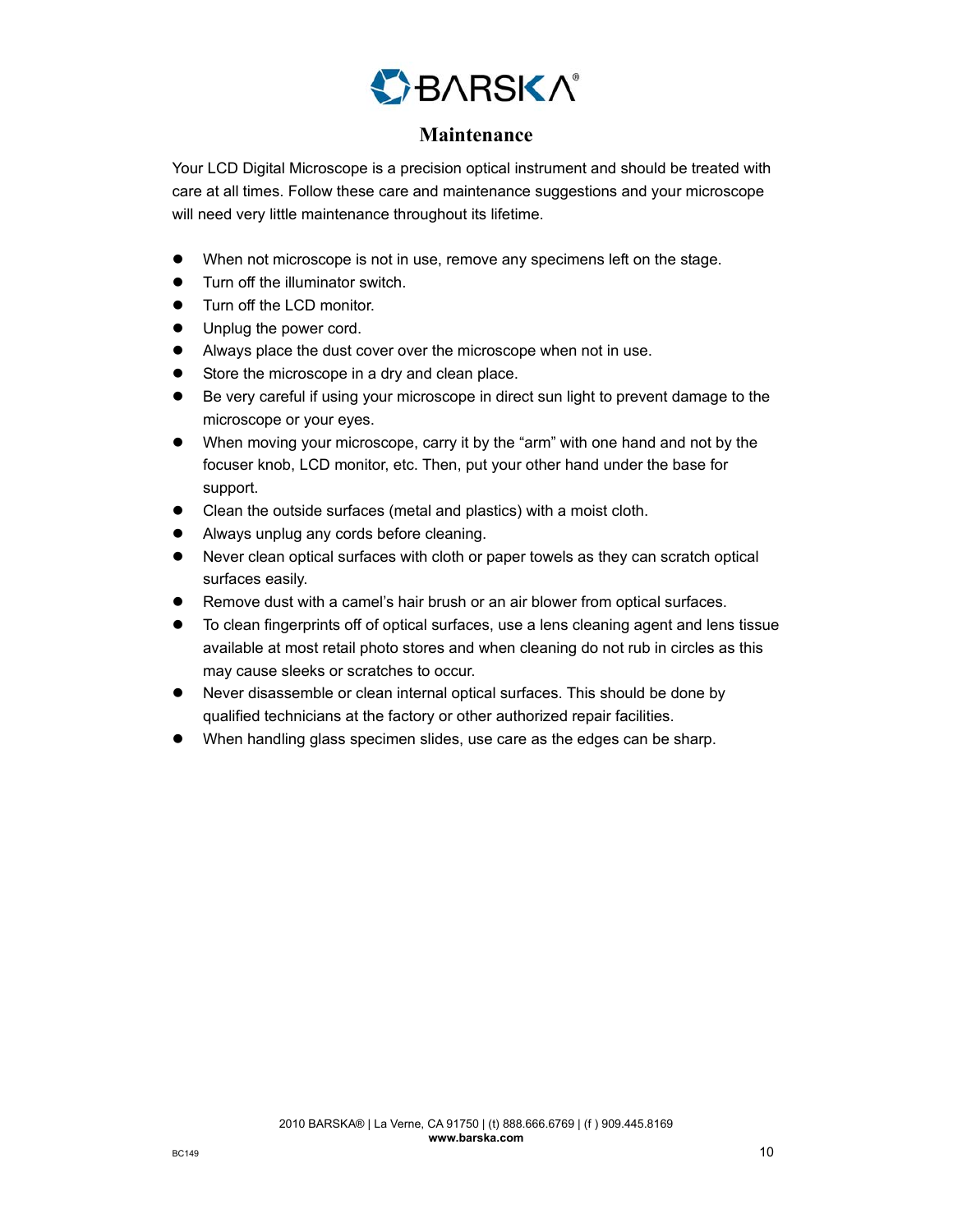# Maintenance

Your LCD Digital Microscope is a precision optical instrument and should be treated with care at all times. Follow these care and maintenance suggestions and your microscope will need very little maintenance throughout its lifetime.

- When not microscope is not in use, remove any specimens left on the stage.
- Turn off the illuminator switch.
- Turn off the LCD monitor.
- Unplug the power cord.
- Always place the dust cover over the microscope when not in use.
- Store the microscope in a dry and clean place.
- Be very careful if using your microscope in direct sun light to prevent damage to the microscope or your eyes.
- When moving your microscope, carry it by the "arm" with one hand and not by the focuser knob, LCD monitor, etc. Then, put your other hand under the base for support.
- Clean the outside surfaces (metal and plastics) with a moist cloth.
- Always unplug any cords before cleaning.
- Never clean optical surfaces with cloth or paper towels as they can scratch optical surfaces easily.
- Remove dust with a camel's hair brush or an air blower from optical surfaces.
- To clean fingerprints off of optical surfaces, use a lens cleaning agent and lens tissue available at most retail photo stores and when cleaning do not rub in circles as this may cause sleeks or scratches to occur.
- Never disassemble or clean internal optical surfaces. This should be done by qualified technicians at the factory or other authorized repair facilities.
- When handling glass specimen slides, use care as the edges can be sharp.